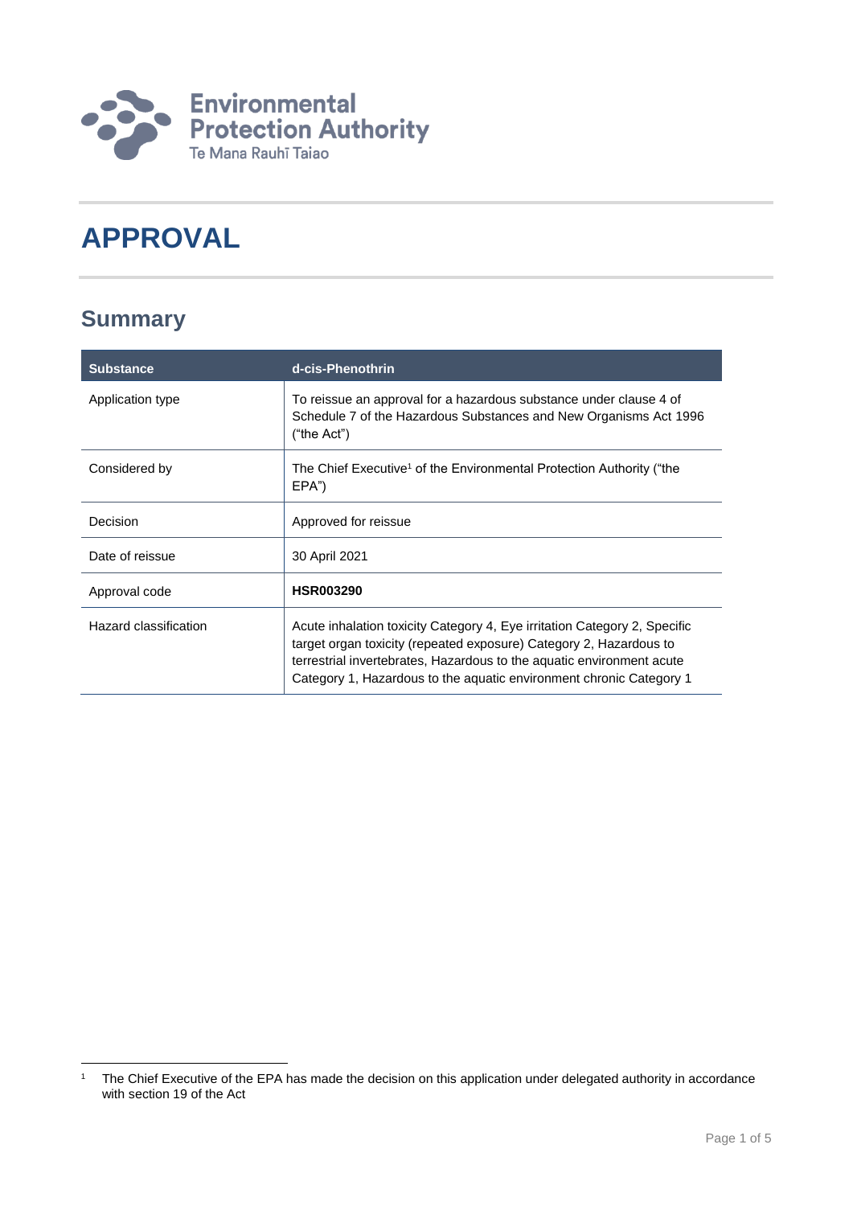# APPROVAL

## Summary

| Substance | d-cis-Phenothrin |
|---|---|
| Application type | To reissue an approval for a hazardous substance under clause 4 of Schedule 7 of the Hazardous Substances and New Organisms Act 1996 ("the Act") |
| Considered by | The Chief Executive[1] of the Environmental Protection Authority ("the EPA") |
| Decision | Approved for reissue |
| Date of reissue | 30 April 2021 |
| Approval code | **HSR003290** |
| Hazard classification | Acute inhalation toxicity Category 4, Eye irritation Category 2, Specific target organ toxicity (repeated exposure) Category 2, Hazardous to terrestrial invertebrates, Hazardous to the aquatic environment acute Category 1, Hazardous to the aquatic environment chronic Category 1 |

[1] The Chief Executive of the EPA has made the decision on this application under delegated authority in accordance with section 19 of the Act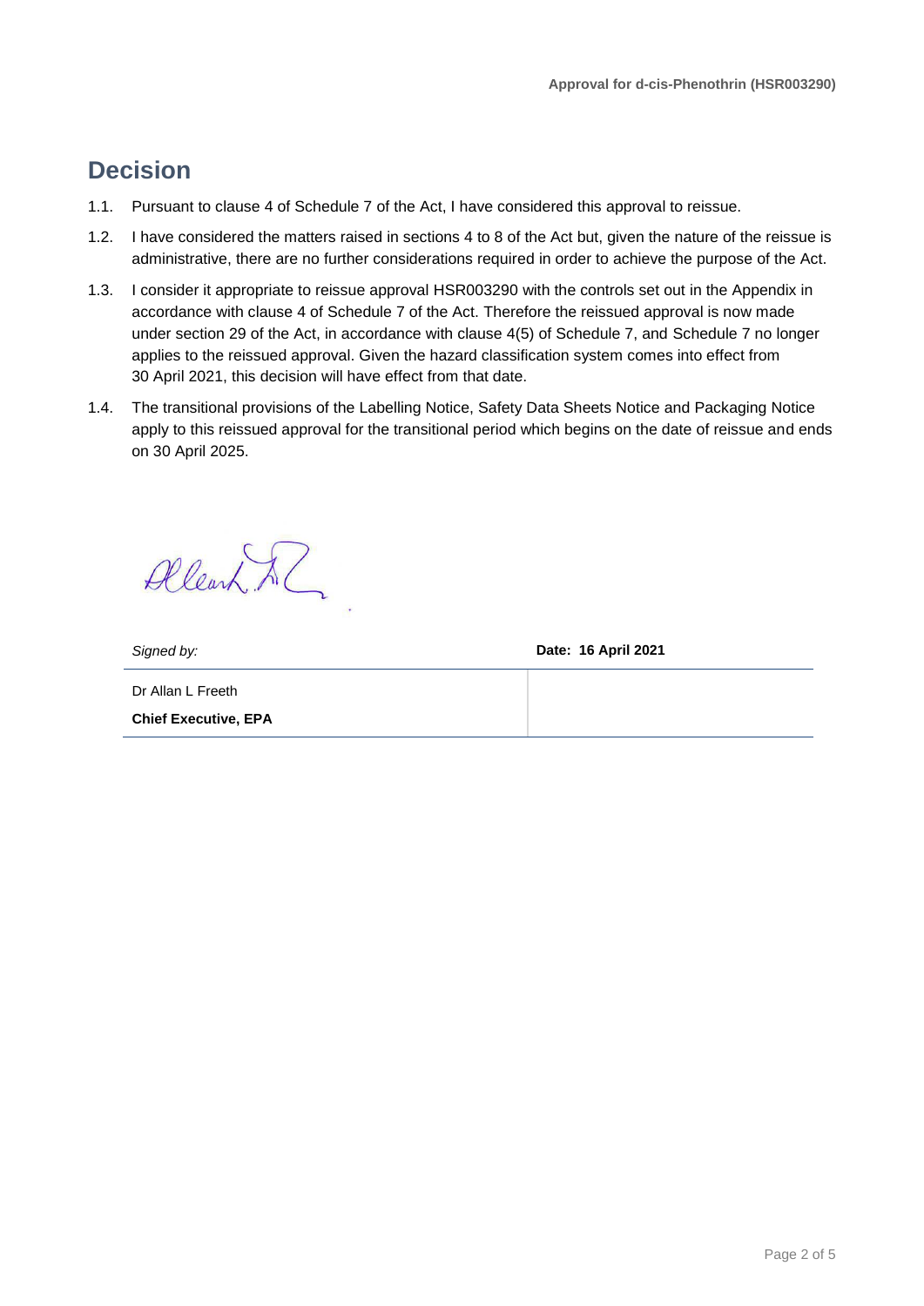# Decision

1.1. Pursuant to clause 4 of Schedule 7 of the Act, I have considered this approval to reissue.

1.2. I have considered the matters raised in sections 4 to 8 of the Act but, given the nature of the reissue is administrative, there are no further considerations required in order to achieve the purpose of the Act.

1.3. I consider it appropriate to reissue approval HSR003290 with the controls set out in the Appendix in accordance with clause 4 of Schedule 7 of the Act. Therefore the reissued approval is now made under section 29 of the Act, in accordance with clause 4(5) of Schedule 7, and Schedule 7 no longer applies to the reissued approval. Given the hazard classification system comes into effect from 30 April 2021, this decision will have effect from that date.

1.4. The transitional provisions of the Labelling Notice, Safety Data Sheets Notice and Packaging Notice apply to this reissued approval for the transitional period which begins on the date of reissue and ends on 30 April 2025.

| *Signed by:* | **Date: 16 April 2021** |
|---|---|
| Dr Allan L Freeth<br>**Chief Executive, EPA** | |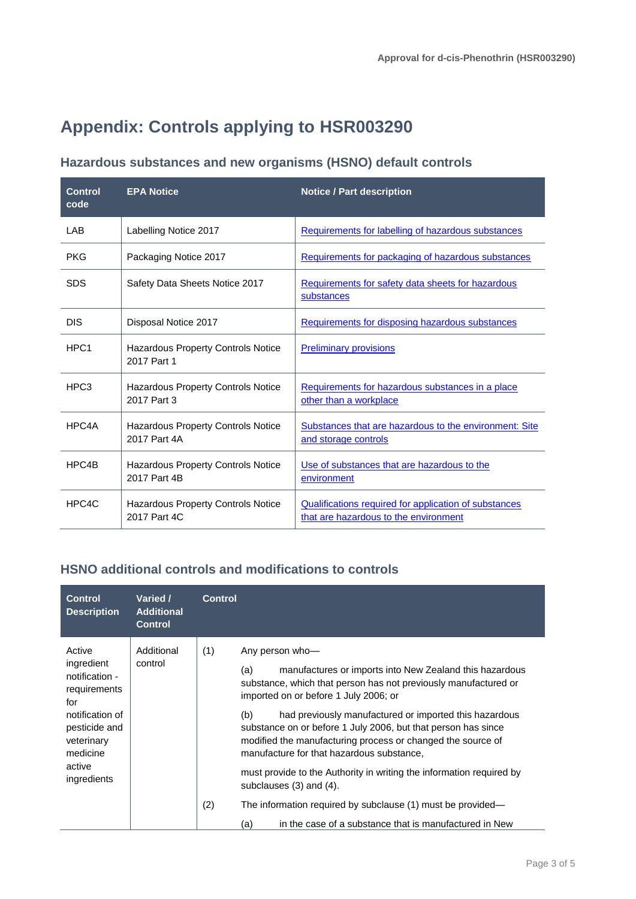# Appendix: Controls applying to HSR003290

## Hazardous substances and new organisms (HSNO) default controls

| Control code | EPA Notice | Notice / Part description |
|---|---|---|
| LAB | Labelling Notice 2017 | Requirements for labelling of hazardous substances |
| PKG | Packaging Notice 2017 | Requirements for packaging of hazardous substances |
| SDS | Safety Data Sheets Notice 2017 | Requirements for safety data sheets for hazardous substances |
| DIS | Disposal Notice 2017 | Requirements for disposing hazardous substances |
| HPC1 | Hazardous Property Controls Notice 2017 Part 1 | Preliminary provisions |
| HPC3 | Hazardous Property Controls Notice 2017 Part 3 | Requirements for hazardous substances in a place other than a workplace |
| HPC4A | Hazardous Property Controls Notice 2017 Part 4A | Substances that are hazardous to the environment: Site and storage controls |
| HPC4B | Hazardous Property Controls Notice 2017 Part 4B | Use of substances that are hazardous to the environment |
| HPC4C | Hazardous Property Controls Notice 2017 Part 4C | Qualifications required for application of substances that are hazardous to the environment |

## HSNO additional controls and modifications to controls

| Control Description | Varied / Additional Control | Control | |
|---|---|---|---|
| Active ingredient notification - requirements for notification of pesticide and veterinary medicine active ingredients | Additional control | (1) | Any person who—<br><br>(a) manufactures or imports into New Zealand this hazardous substance, which that person has not previously manufactured or imported on or before 1 July 2006; or<br><br>(b) had previously manufactured or imported this hazardous substance on or before 1 July 2006, but that person has since modified the manufacturing process or changed the source of manufacture for that hazardous substance,<br><br>must provide to the Authority in writing the information required by subclauses (3) and (4). |
| | | (2) | The information required by subclause (1) must be provided—<br><br>(a) in the case of a substance that is manufactured in New |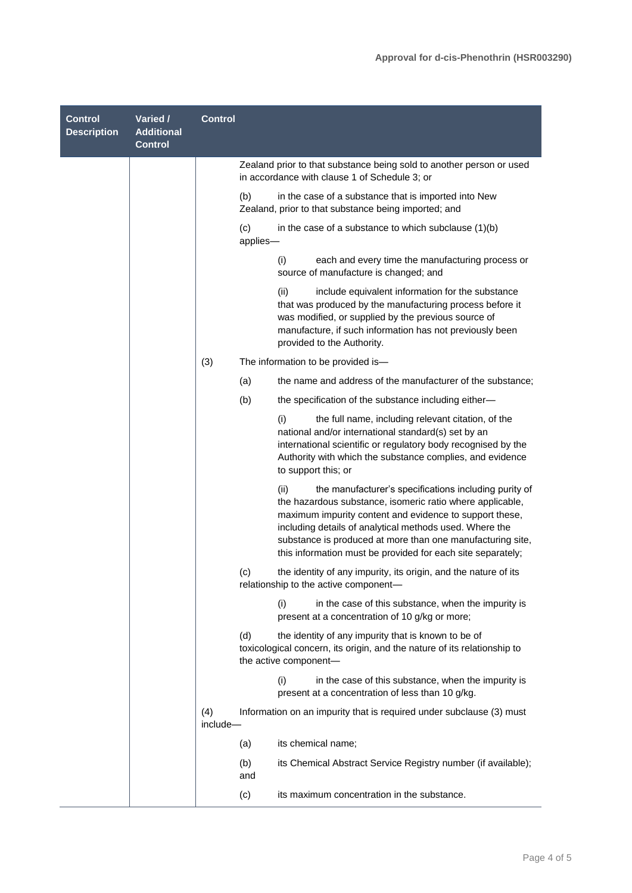| Control Description | Varied / Additional Control | Control |
|---|---|---|
| | | Zealand prior to that substance being sold to another person or used in accordance with clause 1 of Schedule 3; or<br><br>(b) in the case of a substance that is imported into New Zealand, prior to that substance being imported; and<br><br>(c) in the case of a substance to which subclause (1)(b) applies—<br><br>(i) each and every time the manufacturing process or source of manufacture is changed; and<br><br>(ii) include equivalent information for the substance that was produced by the manufacturing process before it was modified, or supplied by the previous source of manufacture, if such information has not previously been provided to the Authority.<br><br>(3) The information to be provided is—<br><br>(a) the name and address of the manufacturer of the substance;<br><br>(b) the specification of the substance including either—<br><br>(i) the full name, including relevant citation, of the national and/or international standard(s) set by an international scientific or regulatory body recognised by the Authority with which the substance complies, and evidence to support this; or<br><br>(ii) the manufacturer's specifications including purity of the hazardous substance, isomeric ratio where applicable, maximum impurity content and evidence to support these, including details of analytical methods used. Where the substance is produced at more than one manufacturing site, this information must be provided for each site separately;<br><br>(c) the identity of any impurity, its origin, and the nature of its relationship to the active component—<br><br>(i) in the case of this substance, when the impurity is present at a concentration of 10 g/kg or more;<br><br>(d) the identity of any impurity that is known to be of toxicological concern, its origin, and the nature of its relationship to the active component—<br><br>(i) in the case of this substance, when the impurity is present at a concentration of less than 10 g/kg.<br><br>(4) Information on an impurity that is required under subclause (3) must include—<br><br>(a) its chemical name;<br><br>(b) its Chemical Abstract Service Registry number (if available); and<br><br>(c) its maximum concentration in the substance. |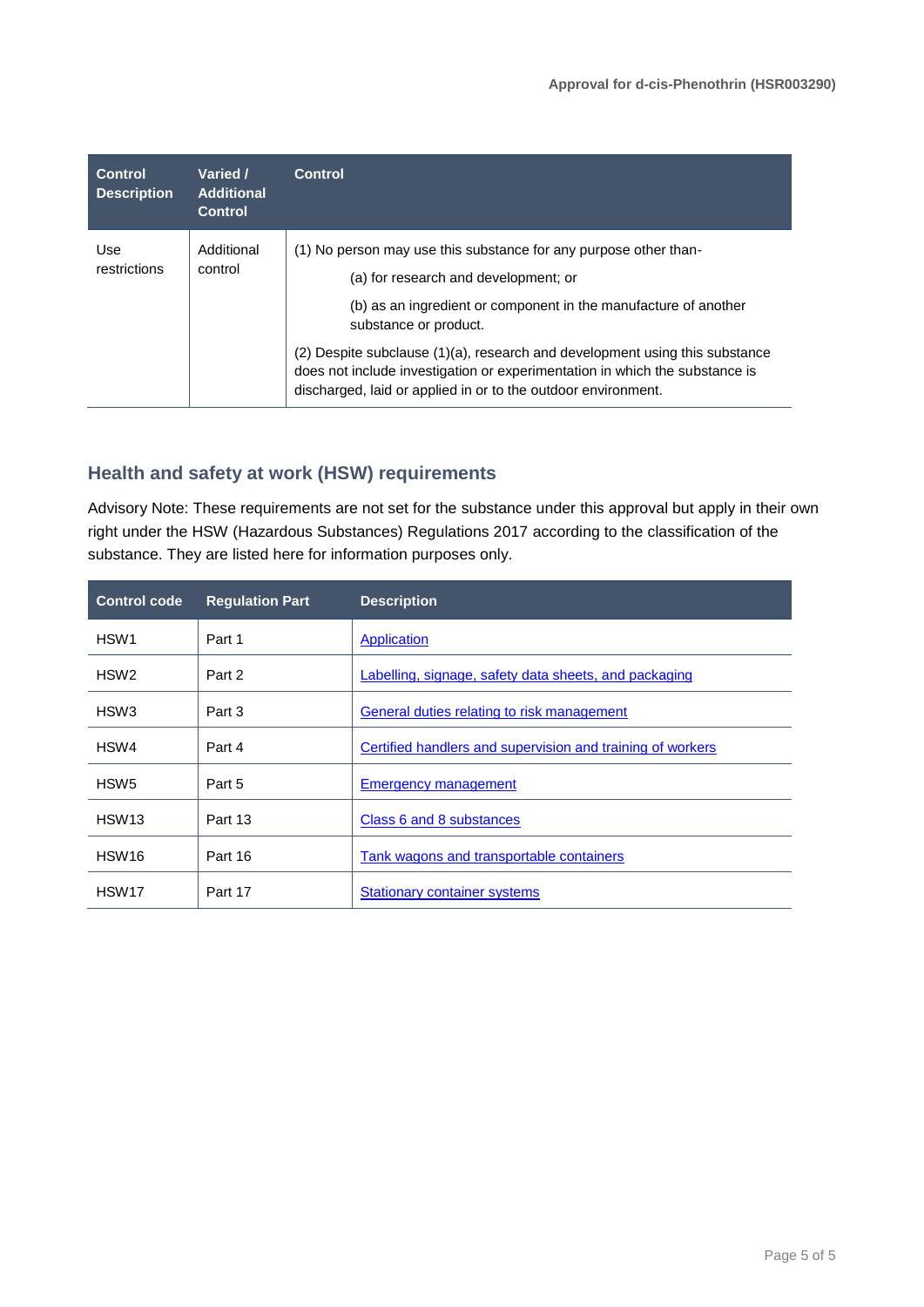| Control Description | Varied / Additional Control | Control |
| --- | --- | --- |
| Use restrictions | Additional control | (1) No person may use this substance for any purpose other than-<br>(a) for research and development; or<br>(b) as an ingredient or component in the manufacture of another substance or product.<br>(2) Despite subclause (1)(a), research and development using this substance does not include investigation or experimentation in which the substance is discharged, laid or applied in or to the outdoor environment. |

## Health and safety at work (HSW) requirements

Advisory Note: These requirements are not set for the substance under this approval but apply in their own right under the HSW (Hazardous Substances) Regulations 2017 according to the classification of the substance. They are listed here for information purposes only.

| Control code | Regulation Part | Description |
| --- | --- | --- |
| HSW1 | Part 1 | Application |
| HSW2 | Part 2 | Labelling, signage, safety data sheets, and packaging |
| HSW3 | Part 3 | General duties relating to risk management |
| HSW4 | Part 4 | Certified handlers and supervision and training of workers |
| HSW5 | Part 5 | Emergency management |
| HSW13 | Part 13 | Class 6 and 8 substances |
| HSW16 | Part 16 | Tank wagons and transportable containers |
| HSW17 | Part 17 | Stationary container systems |